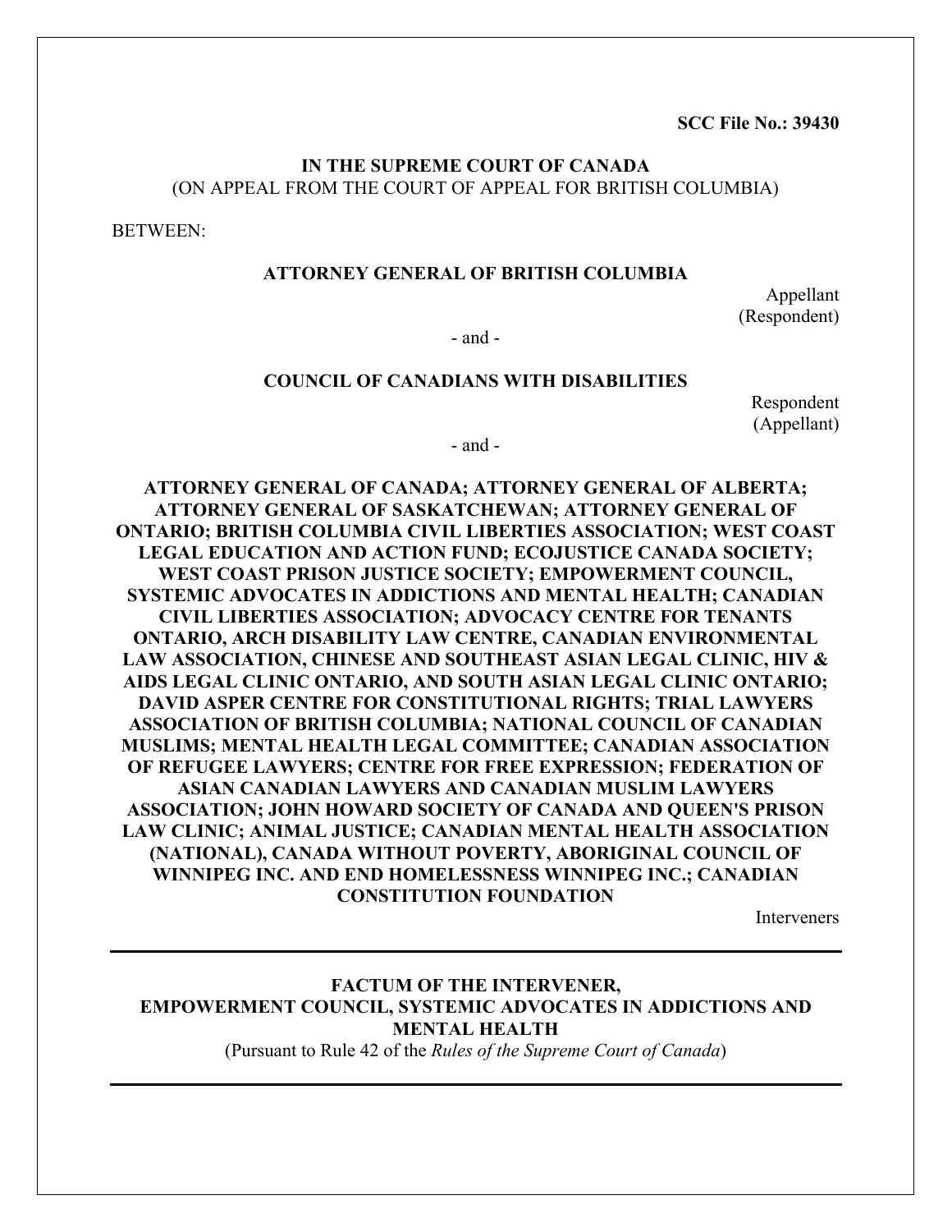**SCC File No.: 39430**

**IN THE SUPREME COURT OF CANADA**
(ON APPEAL FROM THE COURT OF APPEAL FOR BRITISH COLUMBIA)

BETWEEN:

**ATTORNEY GENERAL OF BRITISH COLUMBIA**

Appellant
(Respondent)

- and -

**COUNCIL OF CANADIANS WITH DISABILITIES**

Respondent
(Appellant)

- and -

**ATTORNEY GENERAL OF CANADA; ATTORNEY GENERAL OF ALBERTA; ATTORNEY GENERAL OF SASKATCHEWAN; ATTORNEY GENERAL OF ONTARIO; BRITISH COLUMBIA CIVIL LIBERTIES ASSOCIATION; WEST COAST LEGAL EDUCATION AND ACTION FUND; ECOJUSTICE CANADA SOCIETY; WEST COAST PRISON JUSTICE SOCIETY; EMPOWERMENT COUNCIL, SYSTEMIC ADVOCATES IN ADDICTIONS AND MENTAL HEALTH; CANADIAN CIVIL LIBERTIES ASSOCIATION; ADVOCACY CENTRE FOR TENANTS ONTARIO, ARCH DISABILITY LAW CENTRE, CANADIAN ENVIRONMENTAL LAW ASSOCIATION, CHINESE AND SOUTHEAST ASIAN LEGAL CLINIC, HIV & AIDS LEGAL CLINIC ONTARIO, AND SOUTH ASIAN LEGAL CLINIC ONTARIO; DAVID ASPER CENTRE FOR CONSTITUTIONAL RIGHTS; TRIAL LAWYERS ASSOCIATION OF BRITISH COLUMBIA; NATIONAL COUNCIL OF CANADIAN MUSLIMS; MENTAL HEALTH LEGAL COMMITTEE; CANADIAN ASSOCIATION OF REFUGEE LAWYERS; CENTRE FOR FREE EXPRESSION; FEDERATION OF ASIAN CANADIAN LAWYERS AND CANADIAN MUSLIM LAWYERS ASSOCIATION; JOHN HOWARD SOCIETY OF CANADA AND QUEEN'S PRISON LAW CLINIC; ANIMAL JUSTICE; CANADIAN MENTAL HEALTH ASSOCIATION (NATIONAL), CANADA WITHOUT POVERTY, ABORIGINAL COUNCIL OF WINNIPEG INC. AND END HOMELESSNESS WINNIPEG INC.; CANADIAN CONSTITUTION FOUNDATION**

Interveners

---

**FACTUM OF THE INTERVENER,**
**EMPOWERMENT COUNCIL, SYSTEMIC ADVOCATES IN ADDICTIONS AND MENTAL HEALTH**
(Pursuant to Rule 42 of the *Rules of the Supreme Court of Canada*)

---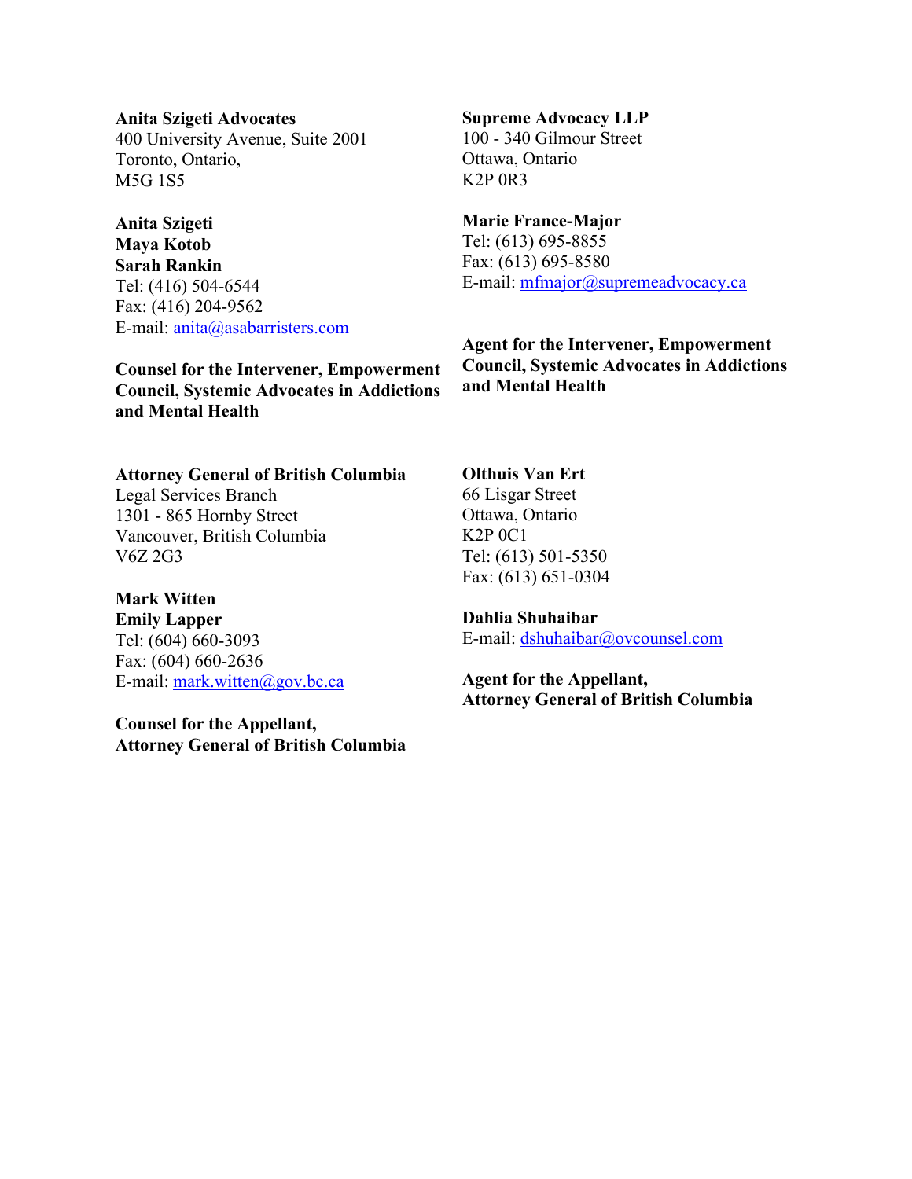**Anita Szigeti Advocates**
400 University Avenue, Suite 2001
Toronto, Ontario,
M5G 1S5

**Anita Szigeti**
**Maya Kotob**
**Sarah Rankin**
Tel: (416) 504-6544
Fax: (416) 204-9562
E-mail: anita@asabarristers.com

**Counsel for the Intervener, Empowerment Council, Systemic Advocates in Addictions and Mental Health**

**Supreme Advocacy LLP**
100 - 340 Gilmour Street
Ottawa, Ontario
K2P 0R3

**Marie France-Major**
Tel: (613) 695-8855
Fax: (613) 695-8580
E-mail: mfmajor@supremeadvocacy.ca

**Agent for the Intervener, Empowerment Council, Systemic Advocates in Addictions and Mental Health**

**Attorney General of British Columbia**
Legal Services Branch
1301 - 865 Hornby Street
Vancouver, British Columbia
V6Z 2G3

**Mark Witten**
**Emily Lapper**
Tel: (604) 660-3093
Fax: (604) 660-2636
E-mail: mark.witten@gov.bc.ca

**Counsel for the Appellant, Attorney General of British Columbia**

**Olthuis Van Ert**
66 Lisgar Street
Ottawa, Ontario
K2P 0C1
Tel: (613) 501-5350
Fax: (613) 651-0304

**Dahlia Shuhaibar**
E-mail: dshuhaibar@ovcounsel.com

**Agent for the Appellant, Attorney General of British Columbia**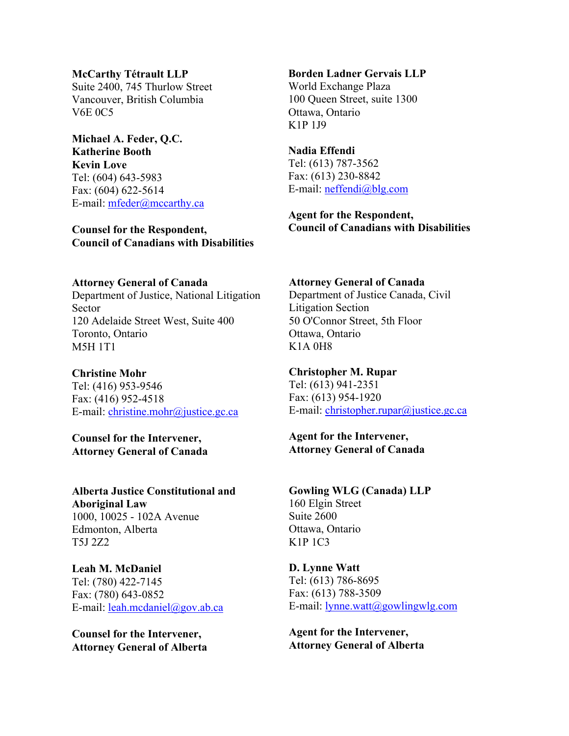**McCarthy Tétrault LLP**
Suite 2400, 745 Thurlow Street
Vancouver, British Columbia
V6E 0C5

**Michael A. Feder, Q.C.**
**Katherine Booth**
**Kevin Love**
Tel: (604) 643-5983
Fax: (604) 622-5614
E-mail: mfeder@mccarthy.ca

**Counsel for the Respondent,**
**Council of Canadians with Disabilities**

**Borden Ladner Gervais LLP**
World Exchange Plaza
100 Queen Street, suite 1300
Ottawa, Ontario
K1P 1J9

**Nadia Effendi**
Tel: (613) 787-3562
Fax: (613) 230-8842
E-mail: neffendi@blg.com

**Agent for the Respondent,**
**Council of Canadians with Disabilities**

**Attorney General of Canada**
Department of Justice, National Litigation Sector
120 Adelaide Street West, Suite 400
Toronto, Ontario
M5H 1T1

**Christine Mohr**
Tel: (416) 953-9546
Fax: (416) 952-4518
E-mail: christine.mohr@justice.gc.ca

**Counsel for the Intervener,**
**Attorney General of Canada**

**Attorney General of Canada**
Department of Justice Canada, Civil Litigation Section
50 O'Connor Street, 5th Floor
Ottawa, Ontario
K1A 0H8

**Christopher M. Rupar**
Tel: (613) 941-2351
Fax: (613) 954-1920
E-mail: christopher.rupar@justice.gc.ca

**Agent for the Intervener,**
**Attorney General of Canada**

**Alberta Justice Constitutional and Aboriginal Law**
1000, 10025 - 102A Avenue
Edmonton, Alberta
T5J 2Z2

**Leah M. McDaniel**
Tel: (780) 422-7145
Fax: (780) 643-0852
E-mail: leah.mcdaniel@gov.ab.ca

**Counsel for the Intervener,**
**Attorney General of Alberta**

**Gowling WLG (Canada) LLP**
160 Elgin Street
Suite 2600
Ottawa, Ontario
K1P 1C3

**D. Lynne Watt**
Tel: (613) 786-8695
Fax: (613) 788-3509
E-mail: lynne.watt@gowlingwlg.com

**Agent for the Intervener,**
**Attorney General of Alberta**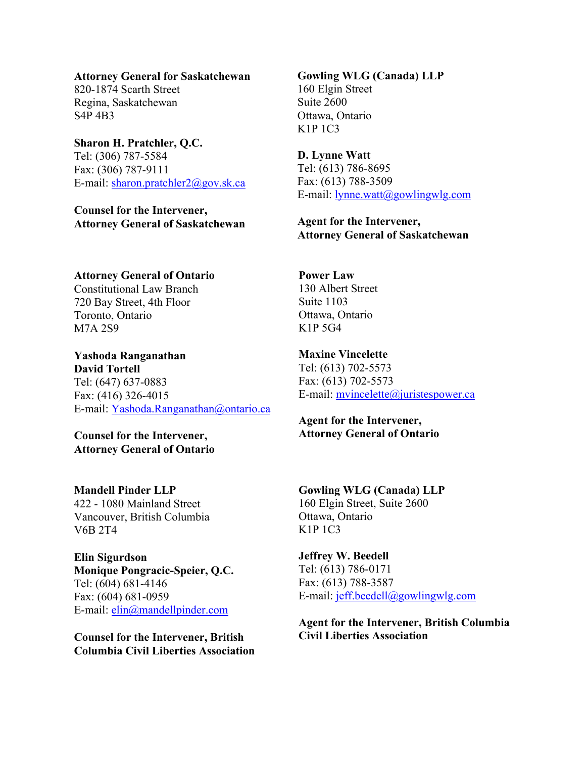**Attorney General for Saskatchewan**
820-1874 Scarth Street
Regina, Saskatchewan
S4P 4B3

**Sharon H. Pratchler, Q.C.**
Tel: (306) 787-5584
Fax: (306) 787-9111
E-mail: sharon.pratchler2@gov.sk.ca

**Counsel for the Intervener, Attorney General of Saskatchewan**

**Gowling WLG (Canada) LLP**
160 Elgin Street
Suite 2600
Ottawa, Ontario
K1P 1C3

**D. Lynne Watt**
Tel: (613) 786-8695
Fax: (613) 788-3509
E-mail: lynne.watt@gowlingwlg.com

**Agent for the Intervener, Attorney General of Saskatchewan**

**Attorney General of Ontario**
Constitutional Law Branch
720 Bay Street, 4th Floor
Toronto, Ontario
M7A 2S9

**Yashoda Ranganathan**
**David Tortell**
Tel: (647) 637-0883
Fax: (416) 326-4015
E-mail: Yashoda.Ranganathan@ontario.ca

**Counsel for the Intervener, Attorney General of Ontario**

**Power Law**
130 Albert Street
Suite 1103
Ottawa, Ontario
K1P 5G4

**Maxine Vincelette**
Tel: (613) 702-5573
Fax: (613) 702-5573
E-mail: mvincelette@juristespower.ca

**Agent for the Intervener, Attorney General of Ontario**

**Mandell Pinder LLP**
422 - 1080 Mainland Street
Vancouver, British Columbia
V6B 2T4

**Elin Sigurdson**
**Monique Pongracic-Speier, Q.C.**
Tel: (604) 681-4146
Fax: (604) 681-0959
E-mail: elin@mandellpinder.com

**Counsel for the Intervener, British Columbia Civil Liberties Association**

**Gowling WLG (Canada) LLP**
160 Elgin Street, Suite 2600
Ottawa, Ontario
K1P 1C3

**Jeffrey W. Beedell**
Tel: (613) 786-0171
Fax: (613) 788-3587
E-mail: jeff.beedell@gowlingwlg.com

**Agent for the Intervener, British Columbia Civil Liberties Association**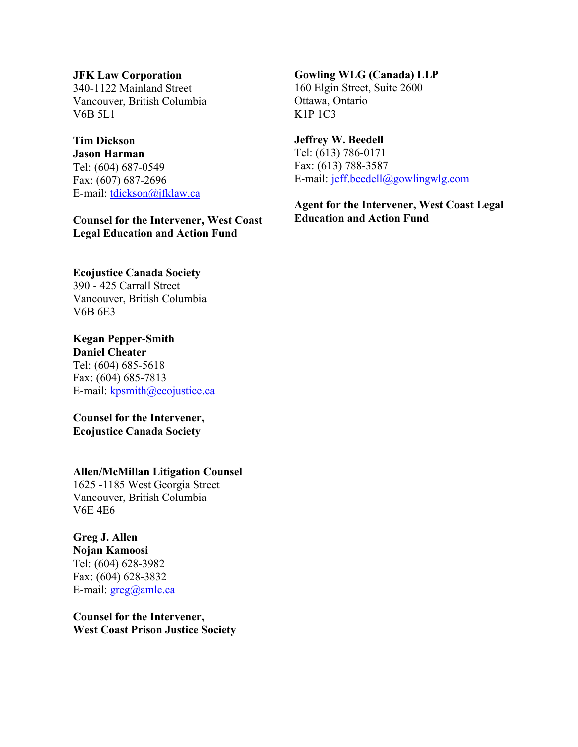**JFK Law Corporation**
340-1122 Mainland Street
Vancouver, British Columbia
V6B 5L1

**Tim Dickson**
**Jason Harman**
Tel: (604) 687-0549
Fax: (607) 687-2696
E-mail: tdickson@jfklaw.ca

**Counsel for the Intervener, West Coast Legal Education and Action Fund**

**Gowling WLG (Canada) LLP**
160 Elgin Street, Suite 2600
Ottawa, Ontario
K1P 1C3

**Jeffrey W. Beedell**
Tel: (613) 786-0171
Fax: (613) 788-3587
E-mail: jeff.beedell@gowlingwlg.com

**Agent for the Intervener, West Coast Legal Education and Action Fund**

**Ecojustice Canada Society**
390 - 425 Carrall Street
Vancouver, British Columbia
V6B 6E3

**Kegan Pepper-Smith**
**Daniel Cheater**
Tel: (604) 685-5618
Fax: (604) 685-7813
E-mail: kpsmith@ecojustice.ca

**Counsel for the Intervener, Ecojustice Canada Society**

**Allen/McMillan Litigation Counsel**
1625 -1185 West Georgia Street
Vancouver, British Columbia
V6E 4E6

**Greg J. Allen**
**Nojan Kamoosi**
Tel: (604) 628-3982
Fax: (604) 628-3832
E-mail: greg@amlc.ca

**Counsel for the Intervener, West Coast Prison Justice Society**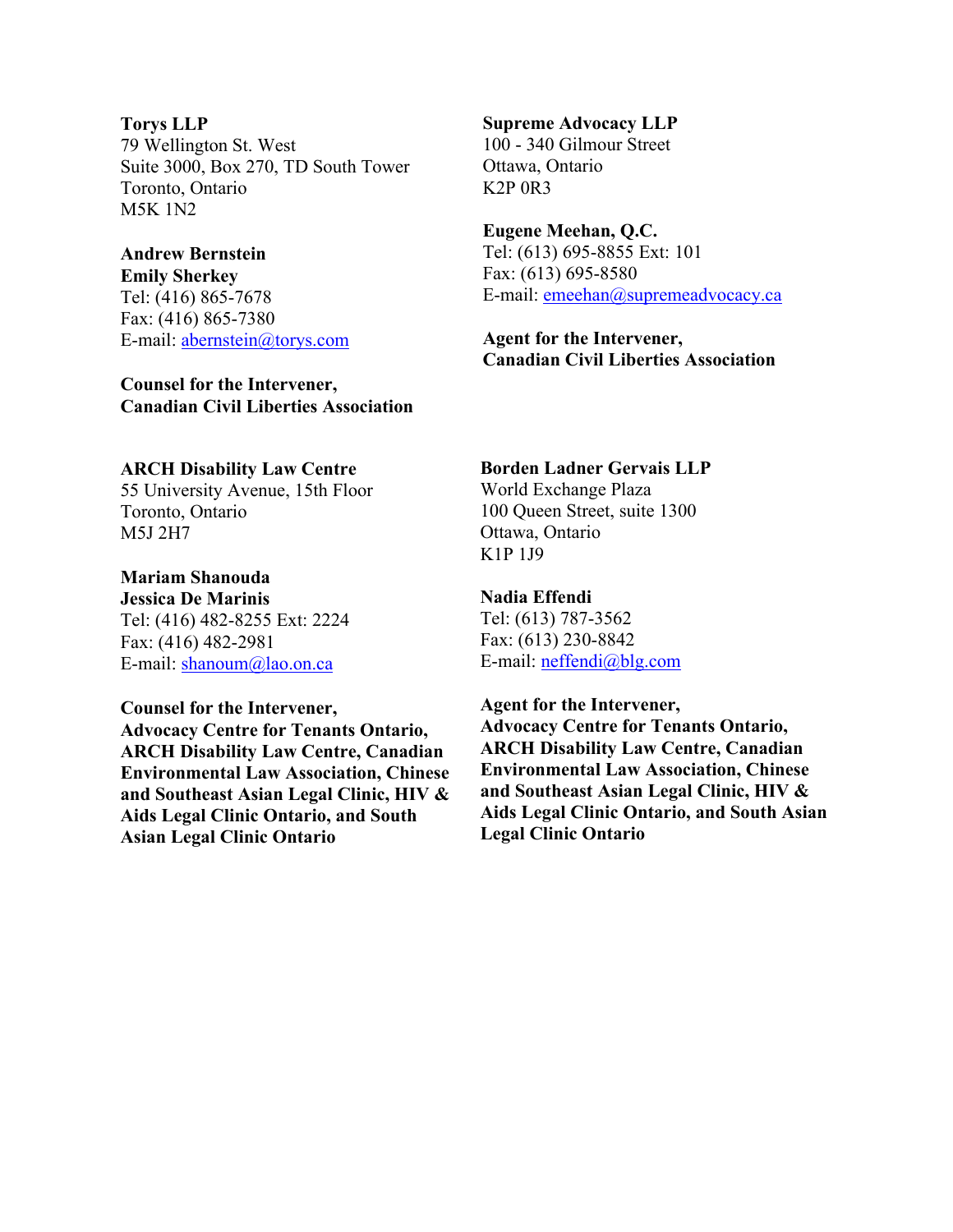**Torys LLP**
79 Wellington St. West
Suite 3000, Box 270, TD South Tower
Toronto, Ontario
M5K 1N2

**Andrew Bernstein**
**Emily Sherkey**
Tel: (416) 865-7678
Fax: (416) 865-7380
E-mail: abernstein@torys.com

**Counsel for the Intervener,**
**Canadian Civil Liberties Association**

**Supreme Advocacy LLP**
100 - 340 Gilmour Street
Ottawa, Ontario
K2P 0R3

**Eugene Meehan, Q.C.**
Tel: (613) 695-8855 Ext: 101
Fax: (613) 695-8580
E-mail: emeehan@supremeadvocacy.ca

**Agent for the Intervener,**
**Canadian Civil Liberties Association**

**ARCH Disability Law Centre**
55 University Avenue, 15th Floor
Toronto, Ontario
M5J 2H7

**Mariam Shanouda**
**Jessica De Marinis**
Tel: (416) 482-8255 Ext: 2224
Fax: (416) 482-2981
E-mail: shanoum@lao.on.ca

**Counsel for the Intervener,**
**Advocacy Centre for Tenants Ontario, ARCH Disability Law Centre, Canadian Environmental Law Association, Chinese and Southeast Asian Legal Clinic, HIV & Aids Legal Clinic Ontario, and South Asian Legal Clinic Ontario**

**Borden Ladner Gervais LLP**
World Exchange Plaza
100 Queen Street, suite 1300
Ottawa, Ontario
K1P 1J9

**Nadia Effendi**
Tel: (613) 787-3562
Fax: (613) 230-8842
E-mail: neffendi@blg.com

**Agent for the Intervener,**
**Advocacy Centre for Tenants Ontario, ARCH Disability Law Centre, Canadian Environmental Law Association, Chinese and Southeast Asian Legal Clinic, HIV & Aids Legal Clinic Ontario, and South Asian Legal Clinic Ontario**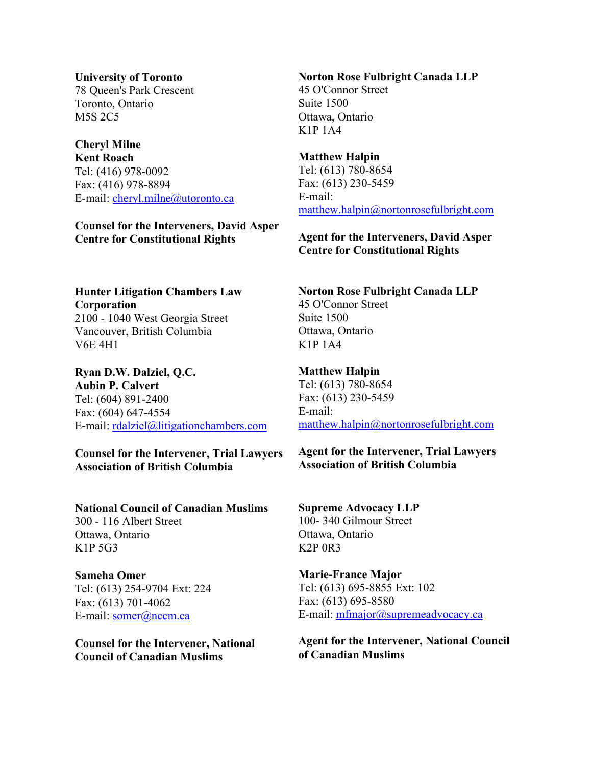**University of Toronto**
78 Queen's Park Crescent
Toronto, Ontario
M5S 2C5

**Cheryl Milne**
**Kent Roach**
Tel: (416) 978-0092
Fax: (416) 978-8894
E-mail: cheryl.milne@utoronto.ca

**Counsel for the Interveners, David Asper Centre for Constitutional Rights**

**Norton Rose Fulbright Canada LLP**
45 O'Connor Street
Suite 1500
Ottawa, Ontario
K1P 1A4

**Matthew Halpin**
Tel: (613) 780-8654
Fax: (613) 230-5459
E-mail:
matthew.halpin@nortonrosefulbright.com

**Agent for the Interveners, David Asper Centre for Constitutional Rights**

**Hunter Litigation Chambers Law Corporation**
2100 - 1040 West Georgia Street
Vancouver, British Columbia
V6E 4H1

**Ryan D.W. Dalziel, Q.C.**
**Aubin P. Calvert**
Tel: (604) 891-2400
Fax: (604) 647-4554
E-mail: rdalziel@litigationchambers.com

**Counsel for the Intervener, Trial Lawyers Association of British Columbia**

**Norton Rose Fulbright Canada LLP**
45 O'Connor Street
Suite 1500
Ottawa, Ontario
K1P 1A4

**Matthew Halpin**
Tel: (613) 780-8654
Fax: (613) 230-5459
E-mail:
matthew.halpin@nortonrosefulbright.com

**Agent for the Intervener, Trial Lawyers Association of British Columbia**

**National Council of Canadian Muslims**
300 - 116 Albert Street
Ottawa, Ontario
K1P 5G3

**Sameha Omer**
Tel: (613) 254-9704 Ext: 224
Fax: (613) 701-4062
E-mail: somer@nccm.ca

**Counsel for the Intervener, National Council of Canadian Muslims**

**Supreme Advocacy LLP**
100- 340 Gilmour Street
Ottawa, Ontario
K2P 0R3

**Marie-France Major**
Tel: (613) 695-8855 Ext: 102
Fax: (613) 695-8580
E-mail: mfmajor@supremeadvocacy.ca

**Agent for the Intervener, National Council of Canadian Muslims**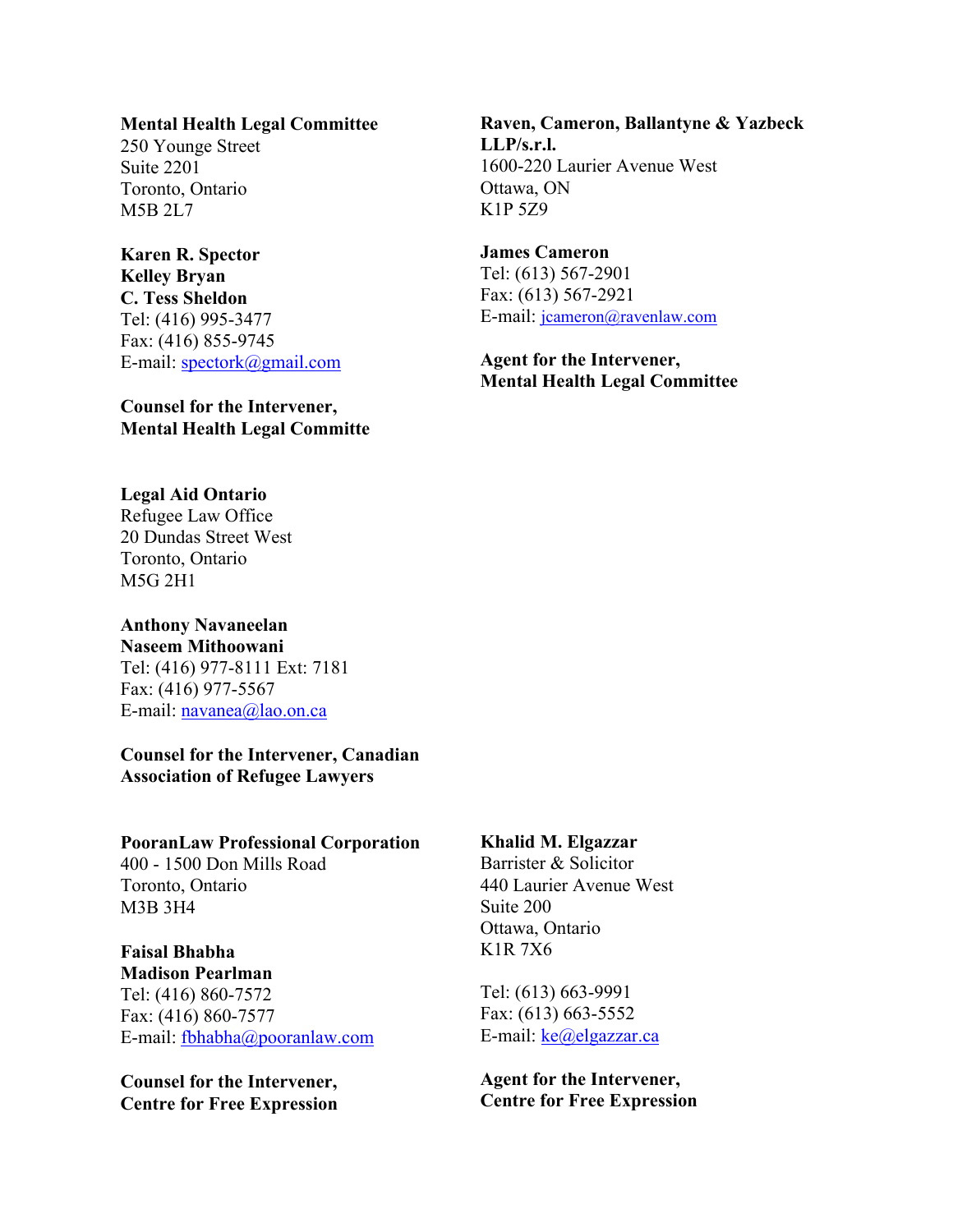**Mental Health Legal Committee**
250 Younge Street
Suite 2201
Toronto, Ontario
M5B 2L7

**Karen R. Spector**
**Kelley Bryan**
**C. Tess Sheldon**
Tel: (416) 995-3477
Fax: (416) 855-9745
E-mail: spectork@gmail.com

**Counsel for the Intervener,**
**Mental Health Legal Committe**

**Raven, Cameron, Ballantyne & Yazbeck LLP/s.r.l.**
1600-220 Laurier Avenue West
Ottawa, ON
K1P 5Z9

**James Cameron**
Tel: (613) 567-2901
Fax: (613) 567-2921
E-mail: jcameron@ravenlaw.com

**Agent for the Intervener,**
**Mental Health Legal Committee**

**Legal Aid Ontario**
Refugee Law Office
20 Dundas Street West
Toronto, Ontario
M5G 2H1

**Anthony Navaneelan**
**Naseem Mithoowani**
Tel: (416) 977-8111 Ext: 7181
Fax: (416) 977-5567
E-mail: navanea@lao.on.ca

**Counsel for the Intervener, Canadian Association of Refugee Lawyers**

**PooranLaw Professional Corporation**
400 - 1500 Don Mills Road
Toronto, Ontario
M3B 3H4

**Faisal Bhabha**
**Madison Pearlman**
Tel: (416) 860-7572
Fax: (416) 860-7577
E-mail: fbhabha@pooranlaw.com

**Counsel for the Intervener,**
**Centre for Free Expression**

**Khalid M. Elgazzar**
Barrister & Solicitor
440 Laurier Avenue West
Suite 200
Ottawa, Ontario
K1R 7X6

Tel: (613) 663-9991
Fax: (613) 663-5552
E-mail: ke@elgazzar.ca

**Agent for the Intervener,**
**Centre for Free Expression**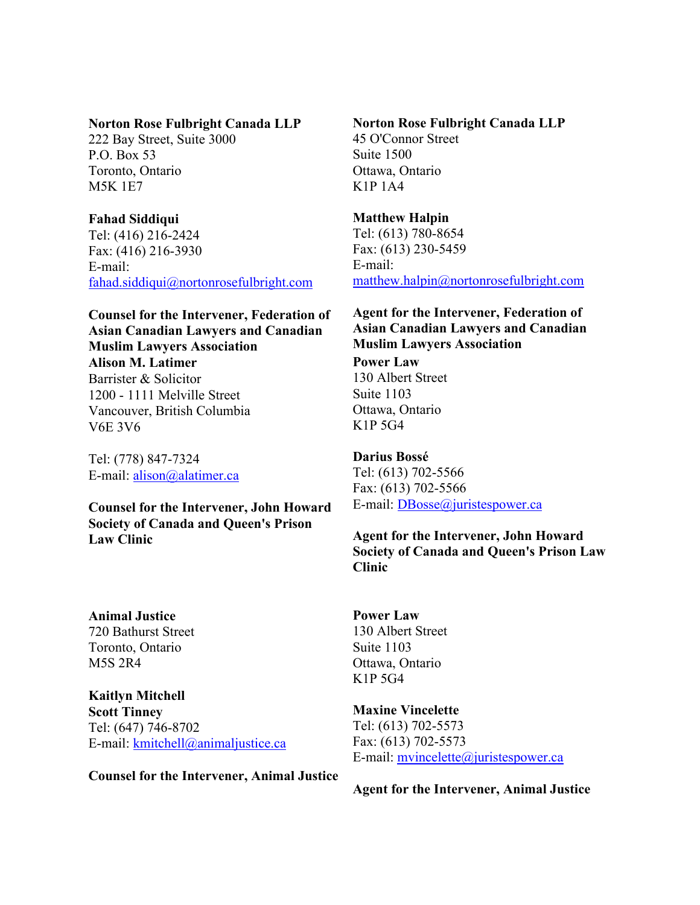**Norton Rose Fulbright Canada LLP**
222 Bay Street, Suite 3000
P.O. Box 53
Toronto, Ontario
M5K 1E7

**Fahad Siddiqui**
Tel: (416) 216-2424
Fax: (416) 216-3930
E-mail:
fahad.siddiqui@nortonrosefulbright.com

**Counsel for the Intervener, Federation of Asian Canadian Lawyers and Canadian Muslim Lawyers Association**

**Norton Rose Fulbright Canada LLP**
45 O'Connor Street
Suite 1500
Ottawa, Ontario
K1P 1A4

**Matthew Halpin**
Tel: (613) 780-8654
Fax: (613) 230-5459
E-mail:
matthew.halpin@nortonrosefulbright.com

**Agent for the Intervener, Federation of Asian Canadian Lawyers and Canadian Muslim Lawyers Association**

**Alison M. Latimer**
Barrister & Solicitor
1200 - 1111 Melville Street
Vancouver, British Columbia
V6E 3V6

Tel: (778) 847-7324
E-mail: alison@alatimer.ca

**Counsel for the Intervener, John Howard Society of Canada and Queen's Prison Law Clinic**

**Power Law**
130 Albert Street
Suite 1103
Ottawa, Ontario
K1P 5G4

**Darius Bossé**
Tel: (613) 702-5566
Fax: (613) 702-5566
E-mail: DBosse@juristespower.ca

**Agent for the Intervener, John Howard Society of Canada and Queen's Prison Law Clinic**

**Animal Justice**
720 Bathurst Street
Toronto, Ontario
M5S 2R4

**Kaitlyn Mitchell**
**Scott Tinney**
Tel: (647) 746-8702
E-mail: kmitchell@animaljustice.ca

**Counsel for the Intervener, Animal Justice**

**Power Law**
130 Albert Street
Suite 1103
Ottawa, Ontario
K1P 5G4

**Maxine Vincelette**
Tel: (613) 702-5573
Fax: (613) 702-5573
E-mail: mvincelette@juristespower.ca

**Agent for the Intervener, Animal Justice**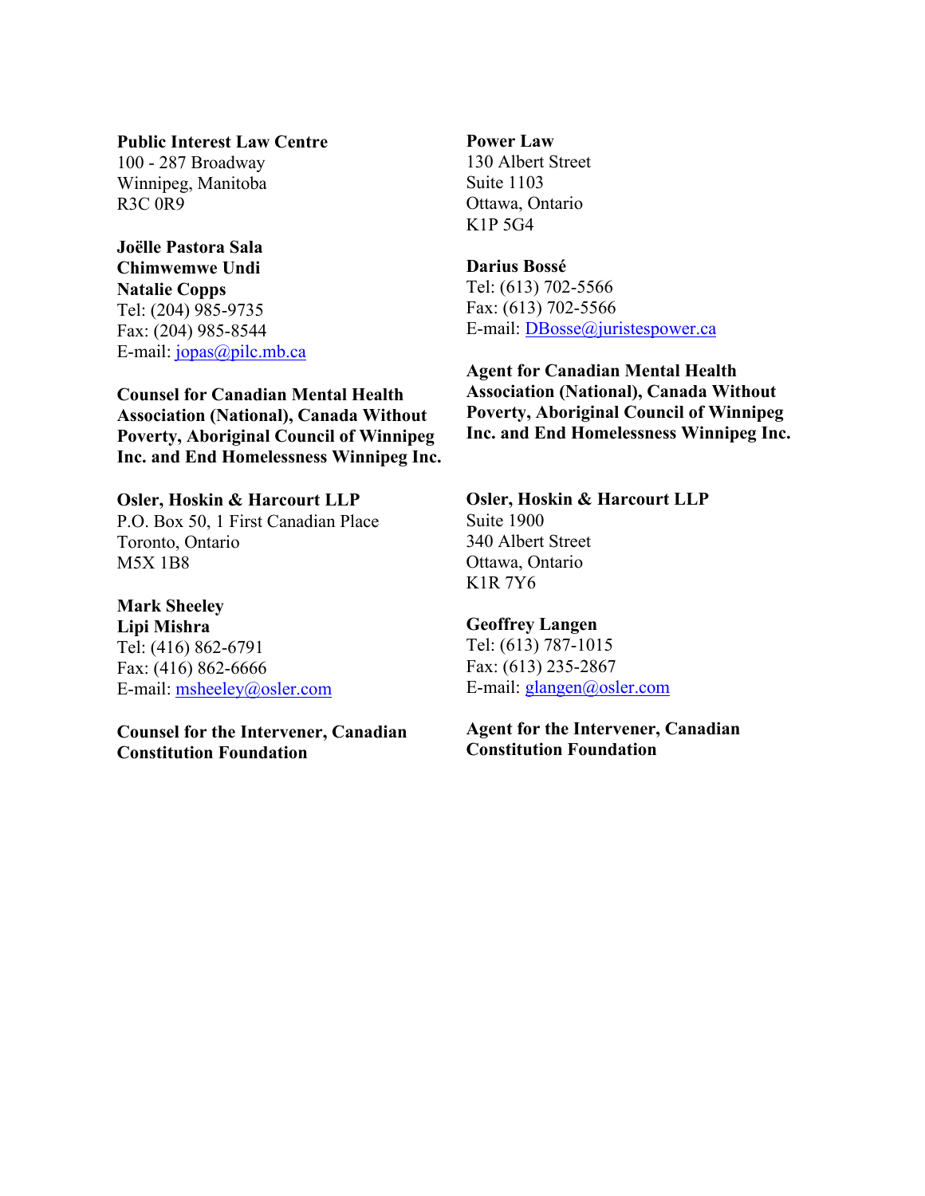**Public Interest Law Centre**
100 - 287 Broadway
Winnipeg, Manitoba
R3C 0R9

**Joëlle Pastora Sala**
**Chimwemwe Undi**
**Natalie Copps**
Tel: (204) 985-9735
Fax: (204) 985-8544
E-mail: jopas@pilc.mb.ca

**Counsel for Canadian Mental Health Association (National), Canada Without Poverty, Aboriginal Council of Winnipeg Inc. and End Homelessness Winnipeg Inc.**

**Power Law**
130 Albert Street
Suite 1103
Ottawa, Ontario
K1P 5G4

**Darius Bossé**
Tel: (613) 702-5566
Fax: (613) 702-5566
E-mail: DBosse@juristespower.ca

**Agent for Canadian Mental Health Association (National), Canada Without Poverty, Aboriginal Council of Winnipeg Inc. and End Homelessness Winnipeg Inc.**

**Osler, Hoskin & Harcourt LLP**
P.O. Box 50, 1 First Canadian Place
Toronto, Ontario
M5X 1B8

**Mark Sheeley**
**Lipi Mishra**
Tel: (416) 862-6791
Fax: (416) 862-6666
E-mail: msheeley@osler.com

**Counsel for the Intervener, Canadian Constitution Foundation**

**Osler, Hoskin & Harcourt LLP**
Suite 1900
340 Albert Street
Ottawa, Ontario
K1R 7Y6

**Geoffrey Langen**
Tel: (613) 787-1015
Fax: (613) 235-2867
E-mail: glangen@osler.com

**Agent for the Intervener, Canadian Constitution Foundation**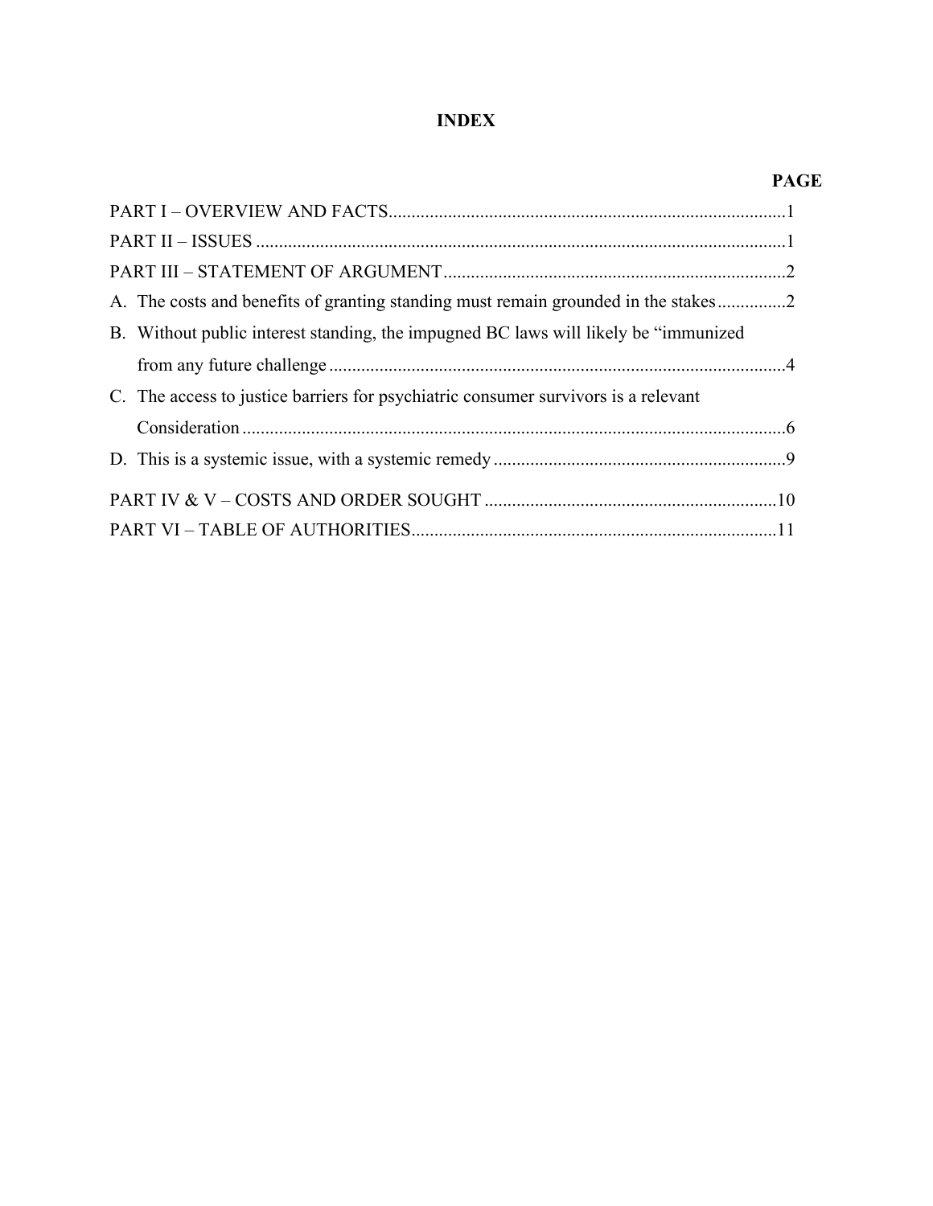# INDEX

| | PAGE |
|---|---|
| PART I – OVERVIEW AND FACTS | 1 |
| PART II – ISSUES | 1 |
| PART III – STATEMENT OF ARGUMENT | 2 |
| A. The costs and benefits of granting standing must remain grounded in the stakes | 2 |
| B. Without public interest standing, the impugned BC laws will likely be "immunized from any future challenge | 4 |
| C. The access to justice barriers for psychiatric consumer survivors is a relevant Consideration | 6 |
| D. This is a systemic issue, with a systemic remedy | 9 |
| PART IV & V – COSTS AND ORDER SOUGHT | 10 |
| PART VI – TABLE OF AUTHORITIES | 11 |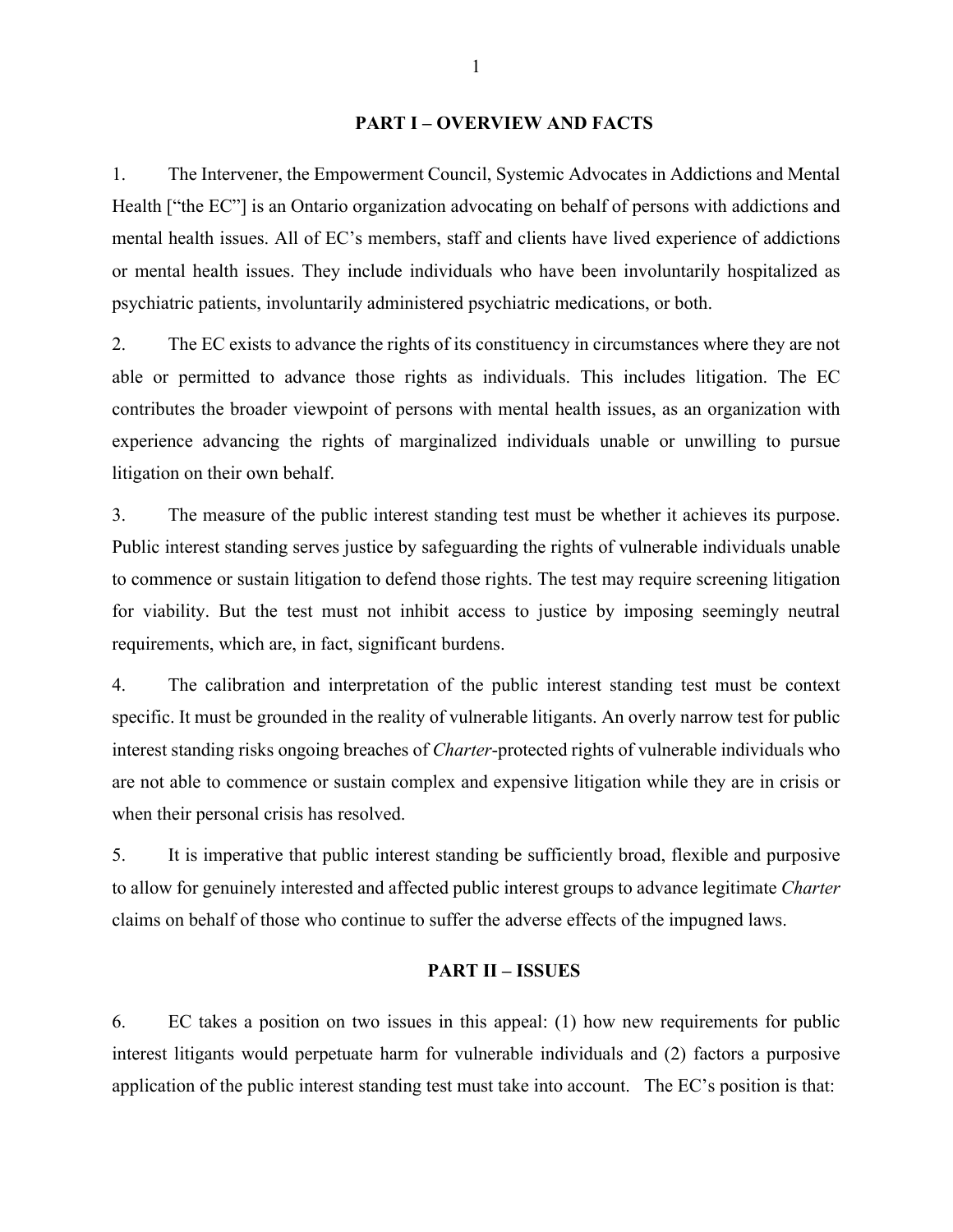## PART I – OVERVIEW AND FACTS

1. The Intervener, the Empowerment Council, Systemic Advocates in Addictions and Mental Health ["the EC"] is an Ontario organization advocating on behalf of persons with addictions and mental health issues. All of EC's members, staff and clients have lived experience of addictions or mental health issues. They include individuals who have been involuntarily hospitalized as psychiatric patients, involuntarily administered psychiatric medications, or both.

2. The EC exists to advance the rights of its constituency in circumstances where they are not able or permitted to advance those rights as individuals. This includes litigation. The EC contributes the broader viewpoint of persons with mental health issues, as an organization with experience advancing the rights of marginalized individuals unable or unwilling to pursue litigation on their own behalf.

3. The measure of the public interest standing test must be whether it achieves its purpose. Public interest standing serves justice by safeguarding the rights of vulnerable individuals unable to commence or sustain litigation to defend those rights. The test may require screening litigation for viability. But the test must not inhibit access to justice by imposing seemingly neutral requirements, which are, in fact, significant burdens.

4. The calibration and interpretation of the public interest standing test must be context specific. It must be grounded in the reality of vulnerable litigants. An overly narrow test for public interest standing risks ongoing breaches of *Charter*-protected rights of vulnerable individuals who are not able to commence or sustain complex and expensive litigation while they are in crisis or when their personal crisis has resolved.

5. It is imperative that public interest standing be sufficiently broad, flexible and purposive to allow for genuinely interested and affected public interest groups to advance legitimate *Charter* claims on behalf of those who continue to suffer the adverse effects of the impugned laws.

## PART II – ISSUES

6. EC takes a position on two issues in this appeal: (1) how new requirements for public interest litigants would perpetuate harm for vulnerable individuals and (2) factors a purposive application of the public interest standing test must take into account. The EC's position is that: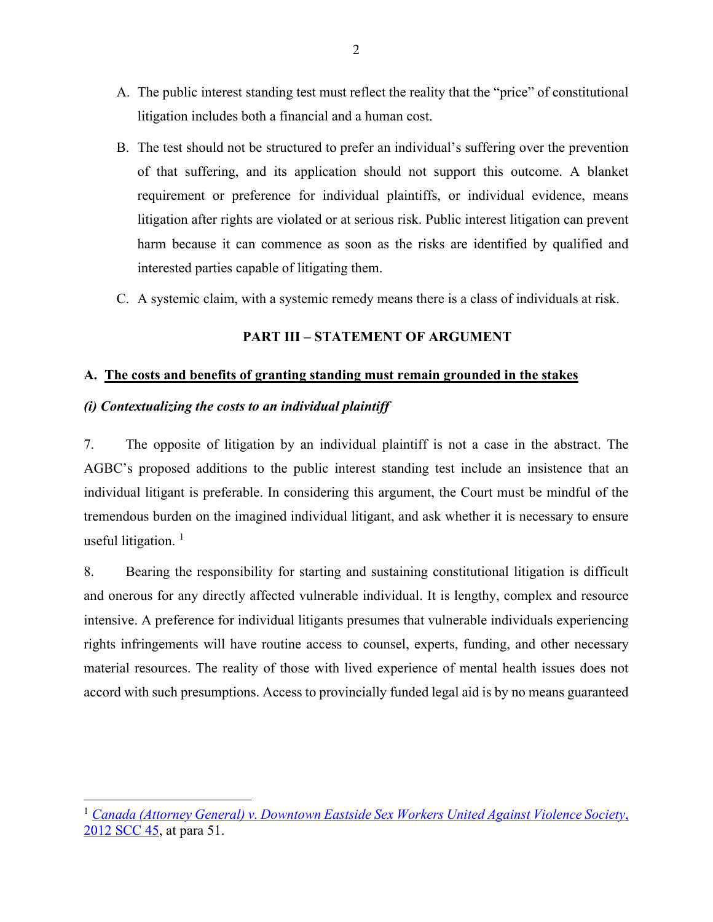A. The public interest standing test must reflect the reality that the "price" of constitutional litigation includes both a financial and a human cost.

B. The test should not be structured to prefer an individual's suffering over the prevention of that suffering, and its application should not support this outcome. A blanket requirement or preference for individual plaintiffs, or individual evidence, means litigation after rights are violated or at serious risk. Public interest litigation can prevent harm because it can commence as soon as the risks are identified by qualified and interested parties capable of litigating them.

C. A systemic claim, with a systemic remedy means there is a class of individuals at risk.

**PART III – STATEMENT OF ARGUMENT**

**A. <u>The costs and benefits of granting standing must remain grounded in the stakes</u>**

***(i) Contextualizing the costs to an individual plaintiff***

7. The opposite of litigation by an individual plaintiff is not a case in the abstract. The AGBC's proposed additions to the public interest standing test include an insistence that an individual litigant is preferable. In considering this argument, the Court must be mindful of the tremendous burden on the imagined individual litigant, and ask whether it is necessary to ensure useful litigation. [1]

8. Bearing the responsibility for starting and sustaining constitutional litigation is difficult and onerous for any directly affected vulnerable individual. It is lengthy, complex and resource intensive. A preference for individual litigants presumes that vulnerable individuals experiencing rights infringements will have routine access to counsel, experts, funding, and other necessary material resources. The reality of those with lived experience of mental health issues does not accord with such presumptions. Access to provincially funded legal aid is by no means guaranteed

---

[1] *Canada (Attorney General) v. Downtown Eastside Sex Workers United Against Violence Society*, 2012 SCC 45, at para 51.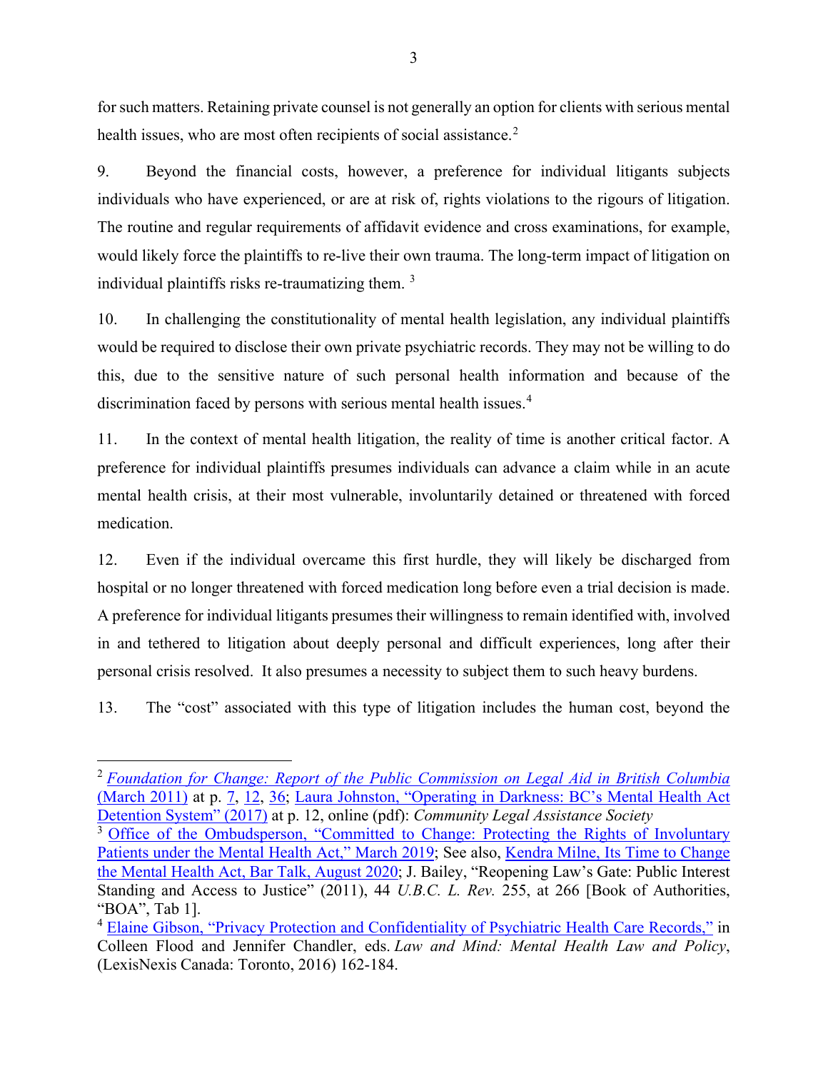for such matters. Retaining private counsel is not generally an option for clients with serious mental health issues, who are most often recipients of social assistance.[2]

9. Beyond the financial costs, however, a preference for individual litigants subjects individuals who have experienced, or are at risk of, rights violations to the rigours of litigation. The routine and regular requirements of affidavit evidence and cross examinations, for example, would likely force the plaintiffs to re-live their own trauma. The long-term impact of litigation on individual plaintiffs risks re-traumatizing them. [3]

10. In challenging the constitutionality of mental health legislation, any individual plaintiffs would be required to disclose their own private psychiatric records. They may not be willing to do this, due to the sensitive nature of such personal health information and because of the discrimination faced by persons with serious mental health issues.[4]

11. In the context of mental health litigation, the reality of time is another critical factor. A preference for individual plaintiffs presumes individuals can advance a claim while in an acute mental health crisis, at their most vulnerable, involuntarily detained or threatened with forced medication.

12. Even if the individual overcame this first hurdle, they will likely be discharged from hospital or no longer threatened with forced medication long before even a trial decision is made. A preference for individual litigants presumes their willingness to remain identified with, involved in and tethered to litigation about deeply personal and difficult experiences, long after their personal crisis resolved. It also presumes a necessity to subject them to such heavy burdens.

13. The "cost" associated with this type of litigation includes the human cost, beyond the

---

[2] *Foundation for Change: Report of the Public Commission on Legal Aid in British Columbia* (March 2011) at p. 7, 12, 36; Laura Johnston, "Operating in Darkness: BC's Mental Health Act Detention System" (2017) at p. 12, online (pdf): *Community Legal Assistance Society*

[3] Office of the Ombudsperson, "Committed to Change: Protecting the Rights of Involuntary Patients under the Mental Health Act," March 2019; See also, Kendra Milne, Its Time to Change the Mental Health Act, Bar Talk, August 2020; J. Bailey, "Reopening Law's Gate: Public Interest Standing and Access to Justice" (2011), 44 *U.B.C. L. Rev.* 255, at 266 [Book of Authorities, "BOA", Tab 1].

[4] Elaine Gibson, "Privacy Protection and Confidentiality of Psychiatric Health Care Records," in Colleen Flood and Jennifer Chandler, eds. *Law and Mind: Mental Health Law and Policy*, (LexisNexis Canada: Toronto, 2016) 162-184.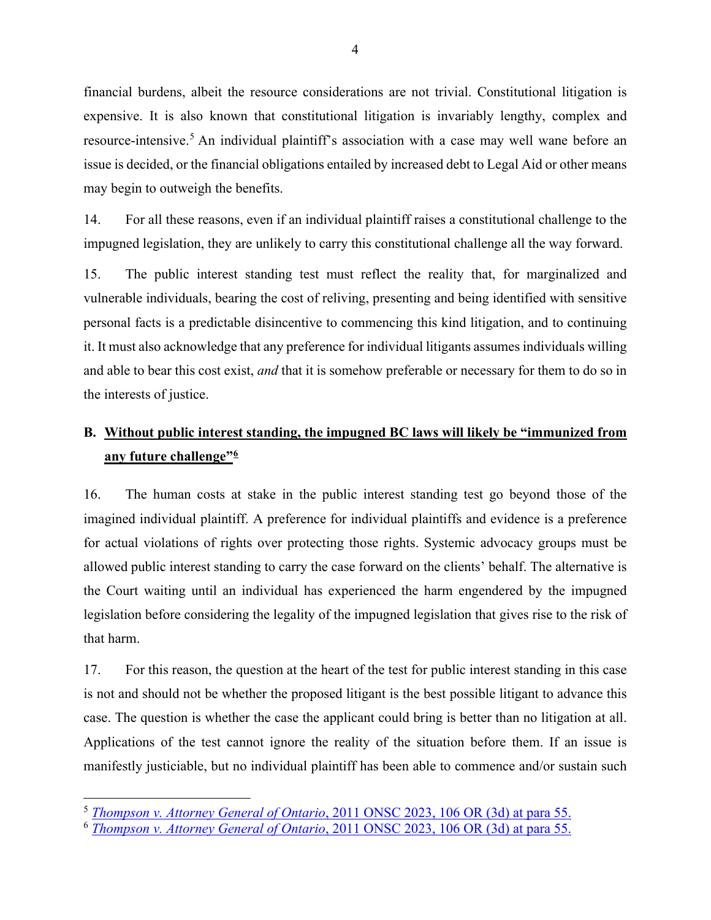financial burdens, albeit the resource considerations are not trivial. Constitutional litigation is expensive. It is also known that constitutional litigation is invariably lengthy, complex and resource-intensive.[5] An individual plaintiff's association with a case may well wane before an issue is decided, or the financial obligations entailed by increased debt to Legal Aid or other means may begin to outweigh the benefits.

14. For all these reasons, even if an individual plaintiff raises a constitutional challenge to the impugned legislation, they are unlikely to carry this constitutional challenge all the way forward.

15. The public interest standing test must reflect the reality that, for marginalized and vulnerable individuals, bearing the cost of reliving, presenting and being identified with sensitive personal facts is a predictable disincentive to commencing this kind litigation, and to continuing it. It must also acknowledge that any preference for individual litigants assumes individuals willing and able to bear this cost exist, *and* that it is somehow preferable or necessary for them to do so in the interests of justice.

## B. Without public interest standing, the impugned BC laws will likely be "immunized from any future challenge"[6]

16. The human costs at stake in the public interest standing test go beyond those of the imagined individual plaintiff. A preference for individual plaintiffs and evidence is a preference for actual violations of rights over protecting those rights. Systemic advocacy groups must be allowed public interest standing to carry the case forward on the clients' behalf. The alternative is the Court waiting until an individual has experienced the harm engendered by the impugned legislation before considering the legality of the impugned legislation that gives rise to the risk of that harm.

17. For this reason, the question at the heart of the test for public interest standing in this case is not and should not be whether the proposed litigant is the best possible litigant to advance this case. The question is whether the case the applicant could bring is better than no litigation at all. Applications of the test cannot ignore the reality of the situation before them. If an issue is manifestly justiciable, but no individual plaintiff has been able to commence and/or sustain such

---

[5] *Thompson v. Attorney General of Ontario*, 2011 ONSC 2023, 106 OR (3d) at para 55.

[6] *Thompson v. Attorney General of Ontario*, 2011 ONSC 2023, 106 OR (3d) at para 55.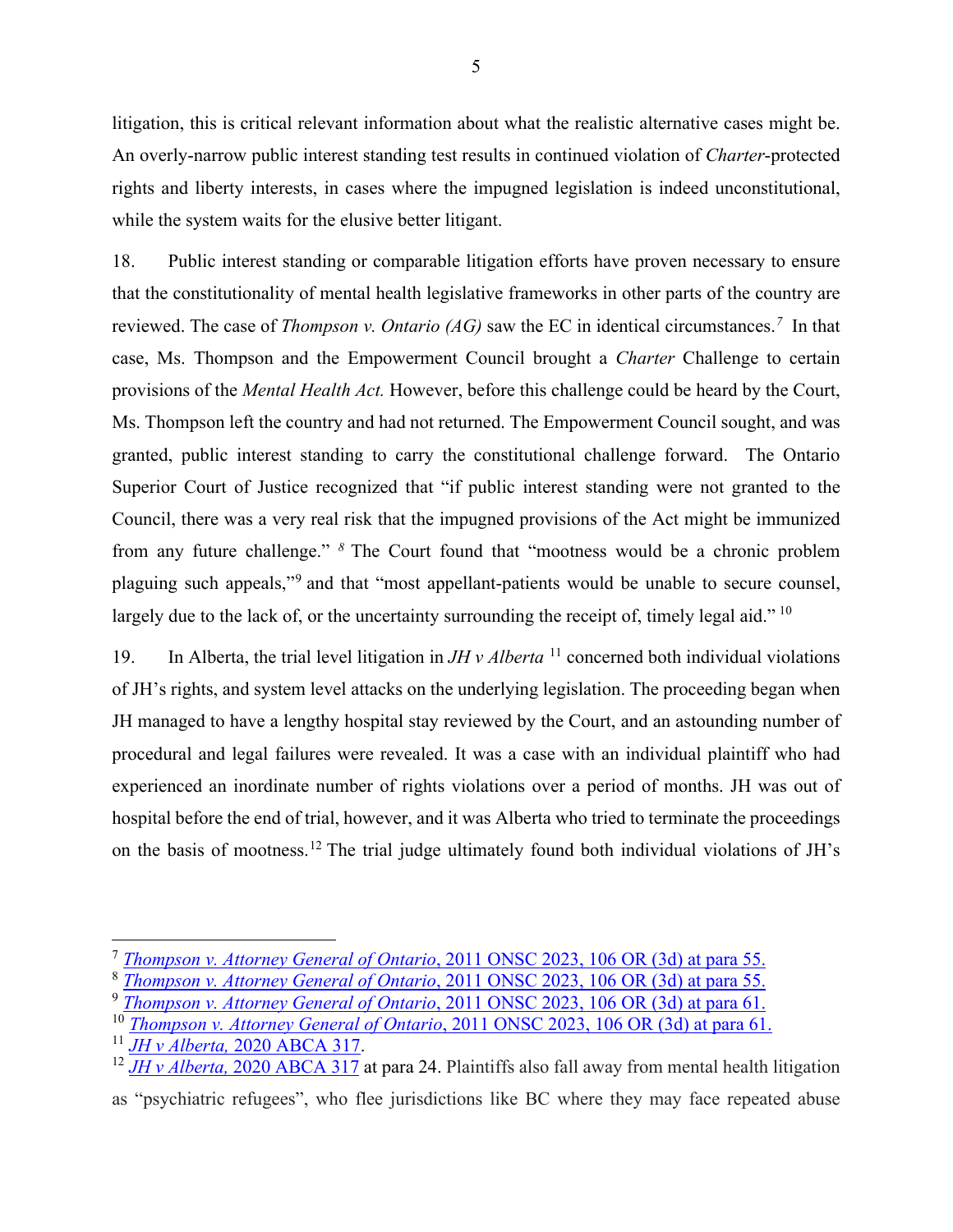litigation, this is critical relevant information about what the realistic alternative cases might be. An overly-narrow public interest standing test results in continued violation of *Charter*-protected rights and liberty interests, in cases where the impugned legislation is indeed unconstitutional, while the system waits for the elusive better litigant.

18. Public interest standing or comparable litigation efforts have proven necessary to ensure that the constitutionality of mental health legislative frameworks in other parts of the country are reviewed. The case of *Thompson v. Ontario (AG)* saw the EC in identical circumstances.[7] In that case, Ms. Thompson and the Empowerment Council brought a *Charter* Challenge to certain provisions of the *Mental Health Act.* However, before this challenge could be heard by the Court, Ms. Thompson left the country and had not returned. The Empowerment Council sought, and was granted, public interest standing to carry the constitutional challenge forward. The Ontario Superior Court of Justice recognized that "if public interest standing were not granted to the Council, there was a very real risk that the impugned provisions of the Act might be immunized from any future challenge." [8] The Court found that "mootness would be a chronic problem plaguing such appeals,"[9] and that "most appellant-patients would be unable to secure counsel, largely due to the lack of, or the uncertainty surrounding the receipt of, timely legal aid." [10]

19. In Alberta, the trial level litigation in *JH v Alberta* [11] concerned both individual violations of JH's rights, and system level attacks on the underlying legislation. The proceeding began when JH managed to have a lengthy hospital stay reviewed by the Court, and an astounding number of procedural and legal failures were revealed. It was a case with an individual plaintiff who had experienced an inordinate number of rights violations over a period of months. JH was out of hospital before the end of trial, however, and it was Alberta who tried to terminate the proceedings on the basis of mootness.[12] The trial judge ultimately found both individual violations of JH's

---

[7] *Thompson v. Attorney General of Ontario*, 2011 ONSC 2023, 106 OR (3d) at para 55.

[8] *Thompson v. Attorney General of Ontario*, 2011 ONSC 2023, 106 OR (3d) at para 55.

[9] *Thompson v. Attorney General of Ontario*, 2011 ONSC 2023, 106 OR (3d) at para 61.

[10] *Thompson v. Attorney General of Ontario*, 2011 ONSC 2023, 106 OR (3d) at para 61.

[11] *JH v Alberta,* 2020 ABCA 317.

[12] *JH v Alberta,* 2020 ABCA 317 at para 24. Plaintiffs also fall away from mental health litigation as "psychiatric refugees", who flee jurisdictions like BC where they may face repeated abuse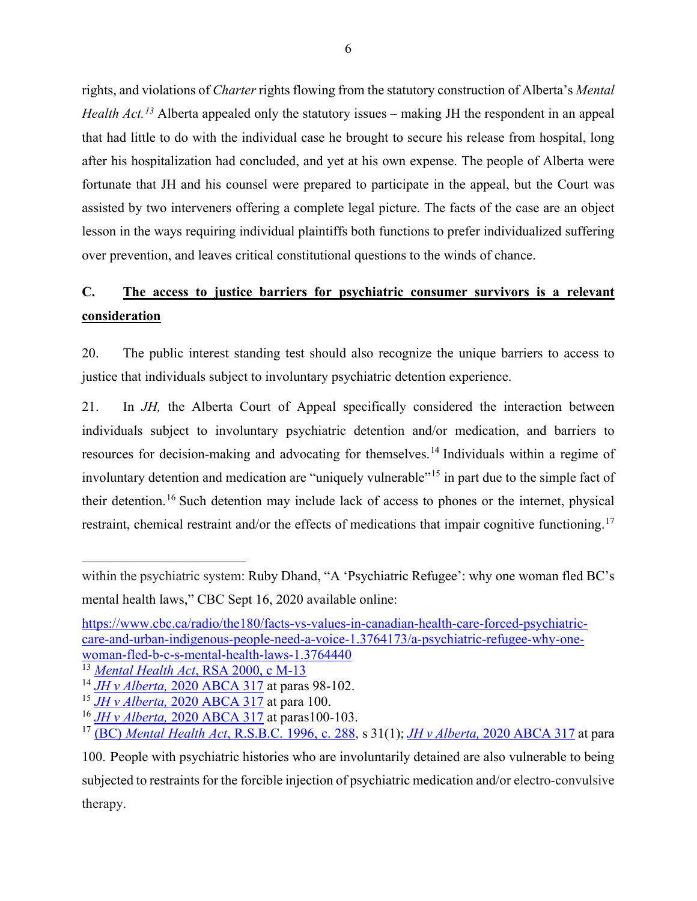rights, and violations of *Charter* rights flowing from the statutory construction of Alberta's *Mental Health Act.*[13] Alberta appealed only the statutory issues – making JH the respondent in an appeal that had little to do with the individual case he brought to secure his release from hospital, long after his hospitalization had concluded, and yet at his own expense. The people of Alberta were fortunate that JH and his counsel were prepared to participate in the appeal, but the Court was assisted by two interveners offering a complete legal picture. The facts of the case are an object lesson in the ways requiring individual plaintiffs both functions to prefer individualized suffering over prevention, and leaves critical constitutional questions to the winds of chance.

## C. <u>The access to justice barriers for psychiatric consumer survivors is a relevant consideration</u>

20. The public interest standing test should also recognize the unique barriers to access to justice that individuals subject to involuntary psychiatric detention experience.

21. In *JH,* the Alberta Court of Appeal specifically considered the interaction between individuals subject to involuntary psychiatric detention and/or medication, and barriers to resources for decision-making and advocating for themselves.[14] Individuals within a regime of involuntary detention and medication are "uniquely vulnerable"[15] in part due to the simple fact of their detention.[16] Such detention may include lack of access to phones or the internet, physical restraint, chemical restraint and/or the effects of medications that impair cognitive functioning.[17]

---

within the psychiatric system: Ruby Dhand, "A 'Psychiatric Refugee': why one woman fled BC's mental health laws," CBC Sept 16, 2020 available online:

https://www.cbc.ca/radio/the180/facts-vs-values-in-canadian-health-care-forced-psychiatric-care-and-urban-indigenous-people-need-a-voice-1.3764173/a-psychiatric-refugee-why-one-woman-fled-b-c-s-mental-health-laws-1.3764440

[13] *Mental Health Act*, RSA 2000, c M-13

[14] *JH v Alberta,* 2020 ABCA 317 at paras 98-102.

[15] *JH v Alberta,* 2020 ABCA 317 at para 100.

[16] *JH v Alberta,* 2020 ABCA 317 at paras100-103.

[17] (BC) *Mental Health Act*, R.S.B.C. 1996, c. 288, s 31(1); *JH v Alberta,* 2020 ABCA 317 at para 100. People with psychiatric histories who are involuntarily detained are also vulnerable to being subjected to restraints for the forcible injection of psychiatric medication and/or electro-convulsive therapy.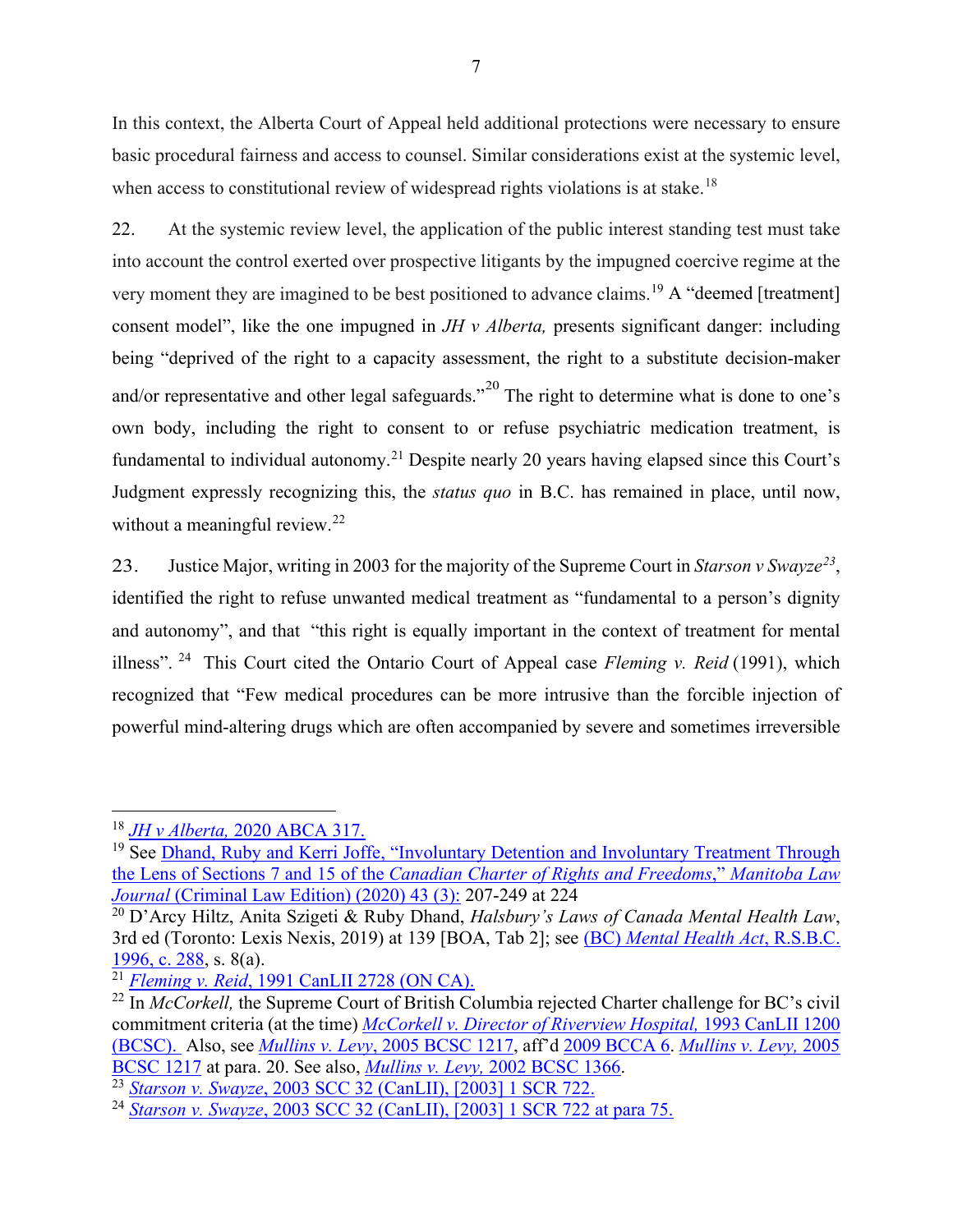In this context, the Alberta Court of Appeal held additional protections were necessary to ensure basic procedural fairness and access to counsel. Similar considerations exist at the systemic level, when access to constitutional review of widespread rights violations is at stake.[18]

22. At the systemic review level, the application of the public interest standing test must take into account the control exerted over prospective litigants by the impugned coercive regime at the very moment they are imagined to be best positioned to advance claims.[19] A "deemed [treatment] consent model", like the one impugned in *JH v Alberta,* presents significant danger: including being "deprived of the right to a capacity assessment, the right to a substitute decision-maker and/or representative and other legal safeguards."[20] The right to determine what is done to one's own body, including the right to consent to or refuse psychiatric medication treatment, is fundamental to individual autonomy.[21] Despite nearly 20 years having elapsed since this Court's Judgment expressly recognizing this, the *status quo* in B.C. has remained in place, until now, without a meaningful review.[22]

23. Justice Major, writing in 2003 for the majority of the Supreme Court in *Starson v Swayze*[23], identified the right to refuse unwanted medical treatment as "fundamental to a person's dignity and autonomy", and that "this right is equally important in the context of treatment for mental illness".[24] This Court cited the Ontario Court of Appeal case *Fleming v. Reid* (1991), which recognized that "Few medical procedures can be more intrusive than the forcible injection of powerful mind-altering drugs which are often accompanied by severe and sometimes irreversible

---

[18] *JH v Alberta,* 2020 ABCA 317.

[19] See Dhand, Ruby and Kerri Joffe, "Involuntary Detention and Involuntary Treatment Through the Lens of Sections 7 and 15 of the *Canadian Charter of Rights and Freedoms*," *Manitoba Law Journal* (Criminal Law Edition) (2020) 43 (3): 207-249 at 224

[20] D'Arcy Hiltz, Anita Szigeti & Ruby Dhand, *Halsbury's Laws of Canada Mental Health Law*, 3rd ed (Toronto: Lexis Nexis, 2019) at 139 [BOA, Tab 2]; see (BC) *Mental Health Act*, R.S.B.C. 1996, c. 288, s. 8(a).

[21] *Fleming v. Reid*, 1991 CanLII 2728 (ON CA).

[22] In *McCorkell,* the Supreme Court of British Columbia rejected Charter challenge for BC's civil commitment criteria (at the time) *McCorkell v. Director of Riverview Hospital,* 1993 CanLII 1200 (BCSC). Also, see *Mullins v. Levy*, 2005 BCSC 1217, aff'd 2009 BCCA 6. *Mullins v. Levy,* 2005 BCSC 1217 at para. 20. See also, *Mullins v. Levy,* 2002 BCSC 1366.

[23] *Starson v. Swayze*, 2003 SCC 32 (CanLII), [2003] 1 SCR 722.

[24] *Starson v. Swayze*, 2003 SCC 32 (CanLII), [2003] 1 SCR 722 at para 75.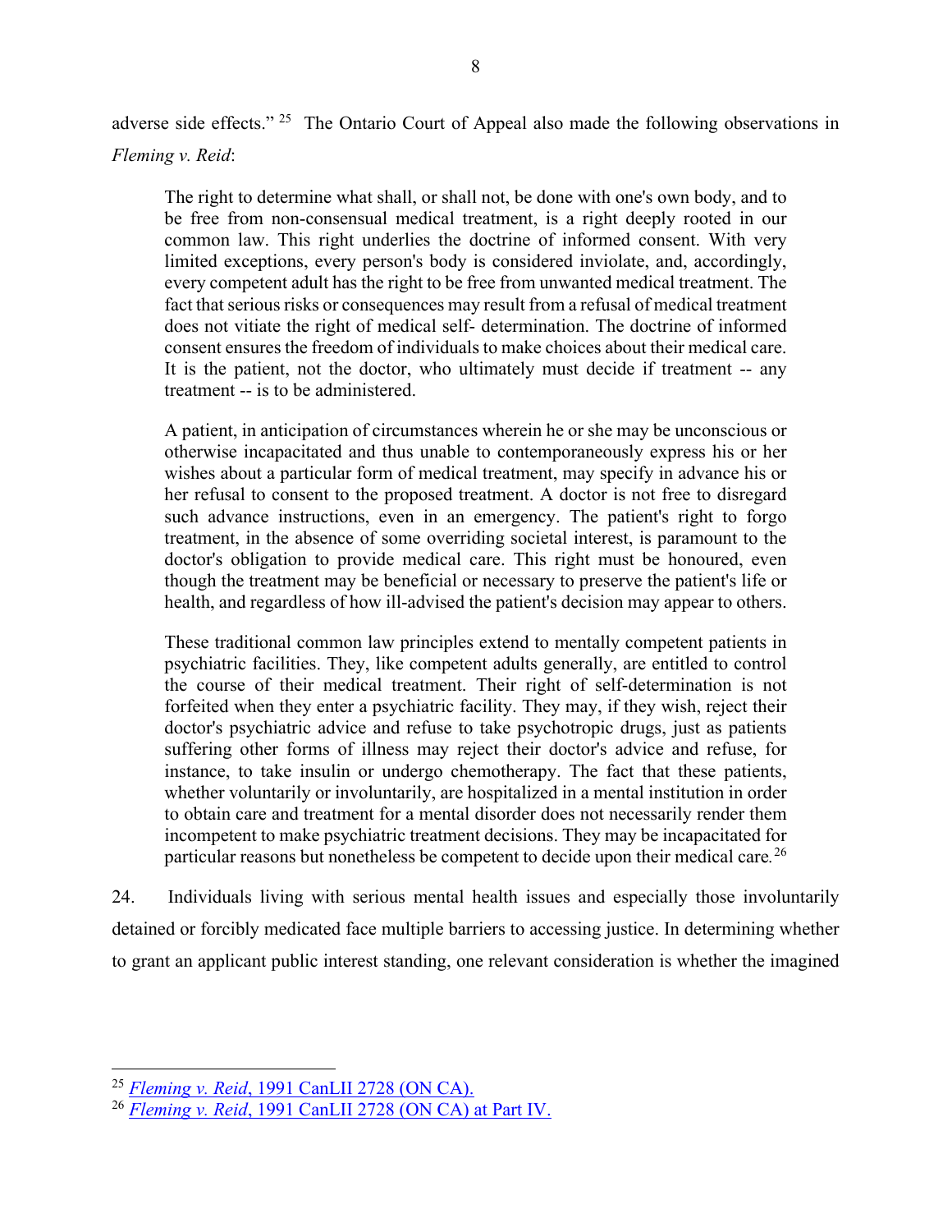adverse side effects." [25] The Ontario Court of Appeal also made the following observations in *Fleming v. Reid*:

> The right to determine what shall, or shall not, be done with one's own body, and to be free from non-consensual medical treatment, is a right deeply rooted in our common law. This right underlies the doctrine of informed consent. With very limited exceptions, every person's body is considered inviolate, and, accordingly, every competent adult has the right to be free from unwanted medical treatment. The fact that serious risks or consequences may result from a refusal of medical treatment does not vitiate the right of medical self- determination. The doctrine of informed consent ensures the freedom of individuals to make choices about their medical care. It is the patient, not the doctor, who ultimately must decide if treatment -- any treatment -- is to be administered.
>
> A patient, in anticipation of circumstances wherein he or she may be unconscious or otherwise incapacitated and thus unable to contemporaneously express his or her wishes about a particular form of medical treatment, may specify in advance his or her refusal to consent to the proposed treatment. A doctor is not free to disregard such advance instructions, even in an emergency. The patient's right to forgo treatment, in the absence of some overriding societal interest, is paramount to the doctor's obligation to provide medical care. This right must be honoured, even though the treatment may be beneficial or necessary to preserve the patient's life or health, and regardless of how ill-advised the patient's decision may appear to others.
>
> These traditional common law principles extend to mentally competent patients in psychiatric facilities. They, like competent adults generally, are entitled to control the course of their medical treatment. Their right of self-determination is not forfeited when they enter a psychiatric facility. They may, if they wish, reject their doctor's psychiatric advice and refuse to take psychotropic drugs, just as patients suffering other forms of illness may reject their doctor's advice and refuse, for instance, to take insulin or undergo chemotherapy. The fact that these patients, whether voluntarily or involuntarily, are hospitalized in a mental institution in order to obtain care and treatment for a mental disorder does not necessarily render them incompetent to make psychiatric treatment decisions. They may be incapacitated for particular reasons but nonetheless be competent to decide upon their medical care. [26]

24. Individuals living with serious mental health issues and especially those involuntarily detained or forcibly medicated face multiple barriers to accessing justice. In determining whether to grant an applicant public interest standing, one relevant consideration is whether the imagined

---

[25] *Fleming v. Reid*, 1991 CanLII 2728 (ON CA).

[26] *Fleming v. Reid*, 1991 CanLII 2728 (ON CA) at Part IV.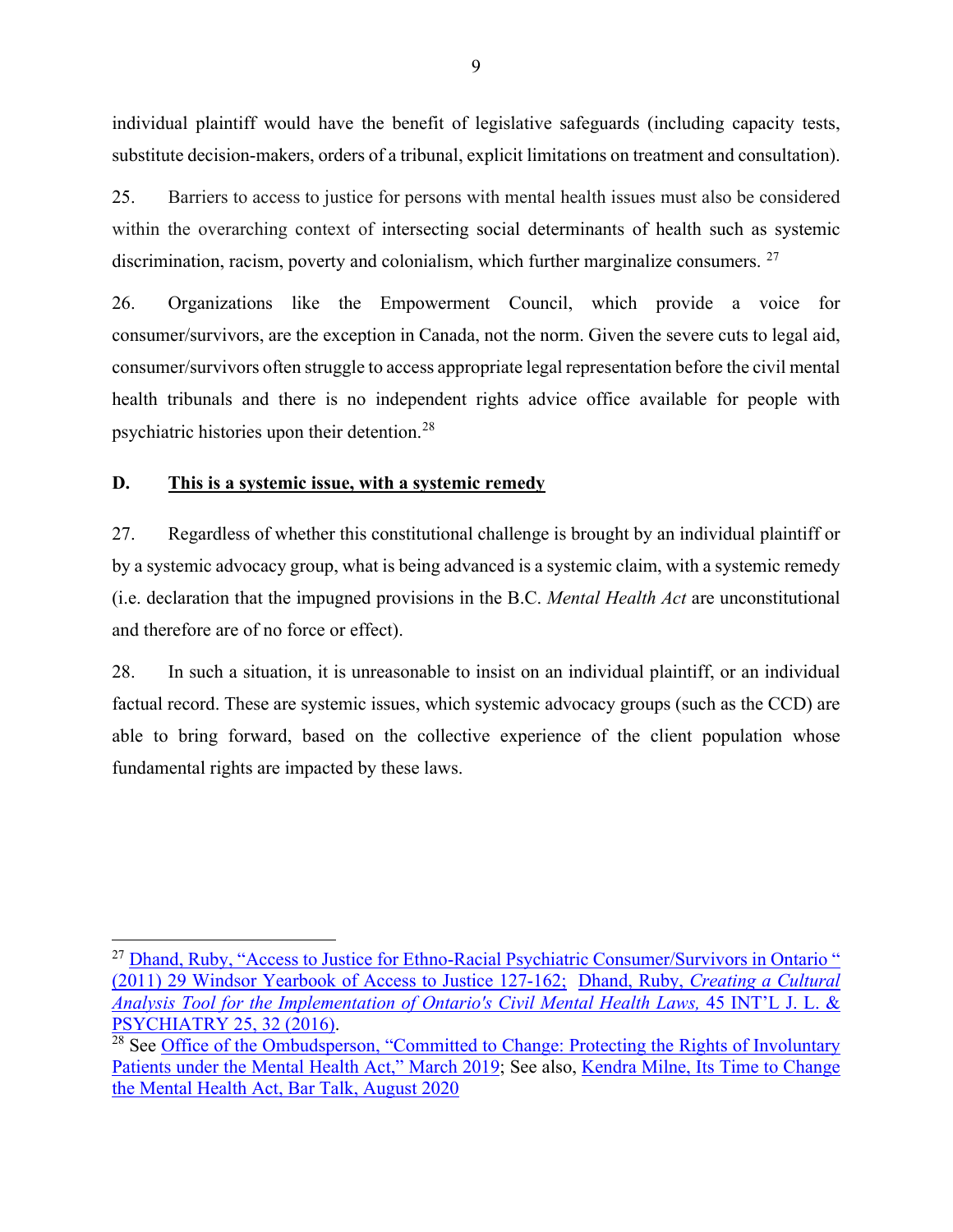individual plaintiff would have the benefit of legislative safeguards (including capacity tests, substitute decision-makers, orders of a tribunal, explicit limitations on treatment and consultation).

25. Barriers to access to justice for persons with mental health issues must also be considered within the overarching context of intersecting social determinants of health such as systemic discrimination, racism, poverty and colonialism, which further marginalize consumers. [27]

26. Organizations like the Empowerment Council, which provide a voice for consumer/survivors, are the exception in Canada, not the norm. Given the severe cuts to legal aid, consumer/survivors often struggle to access appropriate legal representation before the civil mental health tribunals and there is no independent rights advice office available for people with psychiatric histories upon their detention.[28]

**D. <u>This is a systemic issue, with a systemic remedy</u>**

27. Regardless of whether this constitutional challenge is brought by an individual plaintiff or by a systemic advocacy group, what is being advanced is a systemic claim, with a systemic remedy (i.e. declaration that the impugned provisions in the B.C. *Mental Health Act* are unconstitutional and therefore are of no force or effect).

28. In such a situation, it is unreasonable to insist on an individual plaintiff, or an individual factual record. These are systemic issues, which systemic advocacy groups (such as the CCD) are able to bring forward, based on the collective experience of the client population whose fundamental rights are impacted by these laws.

---

[27] Dhand, Ruby, "Access to Justice for Ethno-Racial Psychiatric Consumer/Survivors in Ontario " (2011) 29 Windsor Yearbook of Access to Justice 127-162; Dhand, Ruby, *Creating a Cultural Analysis Tool for the Implementation of Ontario's Civil Mental Health Laws,* 45 INT'L J. L. & PSYCHIATRY 25, 32 (2016).

[28] See Office of the Ombudsperson, "Committed to Change: Protecting the Rights of Involuntary Patients under the Mental Health Act," March 2019; See also, Kendra Milne, Its Time to Change the Mental Health Act, Bar Talk, August 2020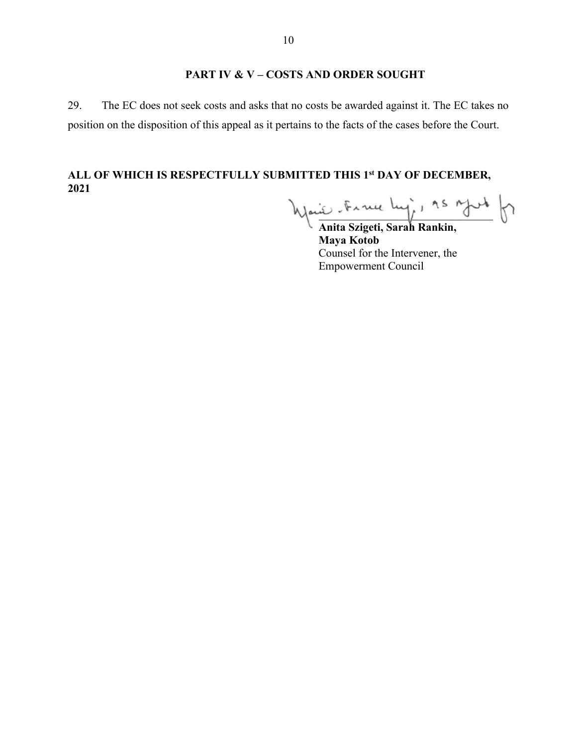## PART IV & V – COSTS AND ORDER SOUGHT

29. The EC does not seek costs and asks that no costs be awarded against it. The EC takes no position on the disposition of this appeal as it pertains to the facts of the cases before the Court.

**ALL OF WHICH IS RESPECTFULLY SUBMITTED THIS 1st DAY OF DECEMBER, 2021**

Marie-France Lujin, as agent for

**Anita Szigeti, Sarah Rankin,**
**Maya Kotob**
Counsel for the Intervener, the Empowerment Council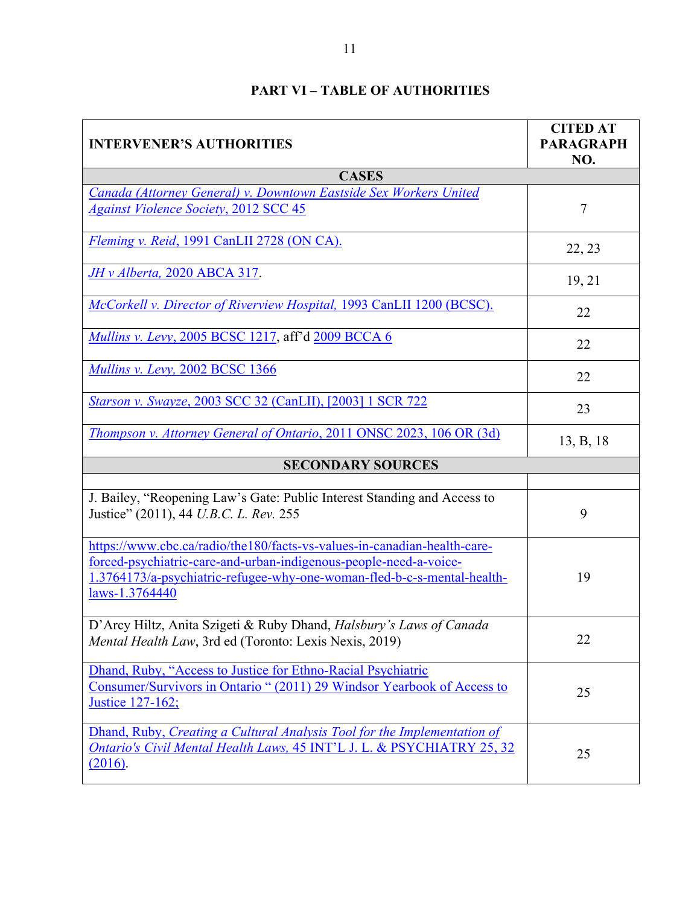## PART VI – TABLE OF AUTHORITIES

| INTERVENER'S AUTHORITIES | CITED AT PARAGRAPH NO. |
|---|---|
| **CASES** | |
| *Canada (Attorney General) v. Downtown Eastside Sex Workers United Against Violence Society*, 2012 SCC 45 | 7 |
| *Fleming v. Reid*, 1991 CanLII 2728 (ON CA). | 22, 23 |
| *JH v Alberta*, 2020 ABCA 317. | 19, 21 |
| *McCorkell v. Director of Riverview Hospital*, 1993 CanLII 1200 (BCSC). | 22 |
| *Mullins v. Levy*, 2005 BCSC 1217, aff'd 2009 BCCA 6 | 22 |
| *Mullins v. Levy*, 2002 BCSC 1366 | 22 |
| *Starson v. Swayze*, 2003 SCC 32 (CanLII), [2003] 1 SCR 722 | 23 |
| *Thompson v. Attorney General of Ontario*, 2011 ONSC 2023, 106 OR (3d) | 13, B, 18 |
| **SECONDARY SOURCES** | |
| | |
| J. Bailey, "Reopening Law's Gate: Public Interest Standing and Access to Justice" (2011), 44 *U.B.C. L. Rev.* 255 | 9 |
| https://www.cbc.ca/radio/the180/facts-vs-values-in-canadian-health-care-forced-psychiatric-care-and-urban-indigenous-people-need-a-voice-1.3764173/a-psychiatric-refugee-why-one-woman-fled-b-c-s-mental-health-laws-1.3764440 | 19 |
| D'Arcy Hiltz, Anita Szigeti & Ruby Dhand, *Halsbury's Laws of Canada Mental Health Law*, 3rd ed (Toronto: Lexis Nexis, 2019) | 22 |
| Dhand, Ruby, "Access to Justice for Ethno-Racial Psychiatric Consumer/Survivors in Ontario " (2011) 29 Windsor Yearbook of Access to Justice 127-162; | 25 |
| Dhand, Ruby, *Creating a Cultural Analysis Tool for the Implementation of Ontario's Civil Mental Health Laws*, 45 INT'L J. L. & PSYCHIATRY 25, 32 (2016). | 25 |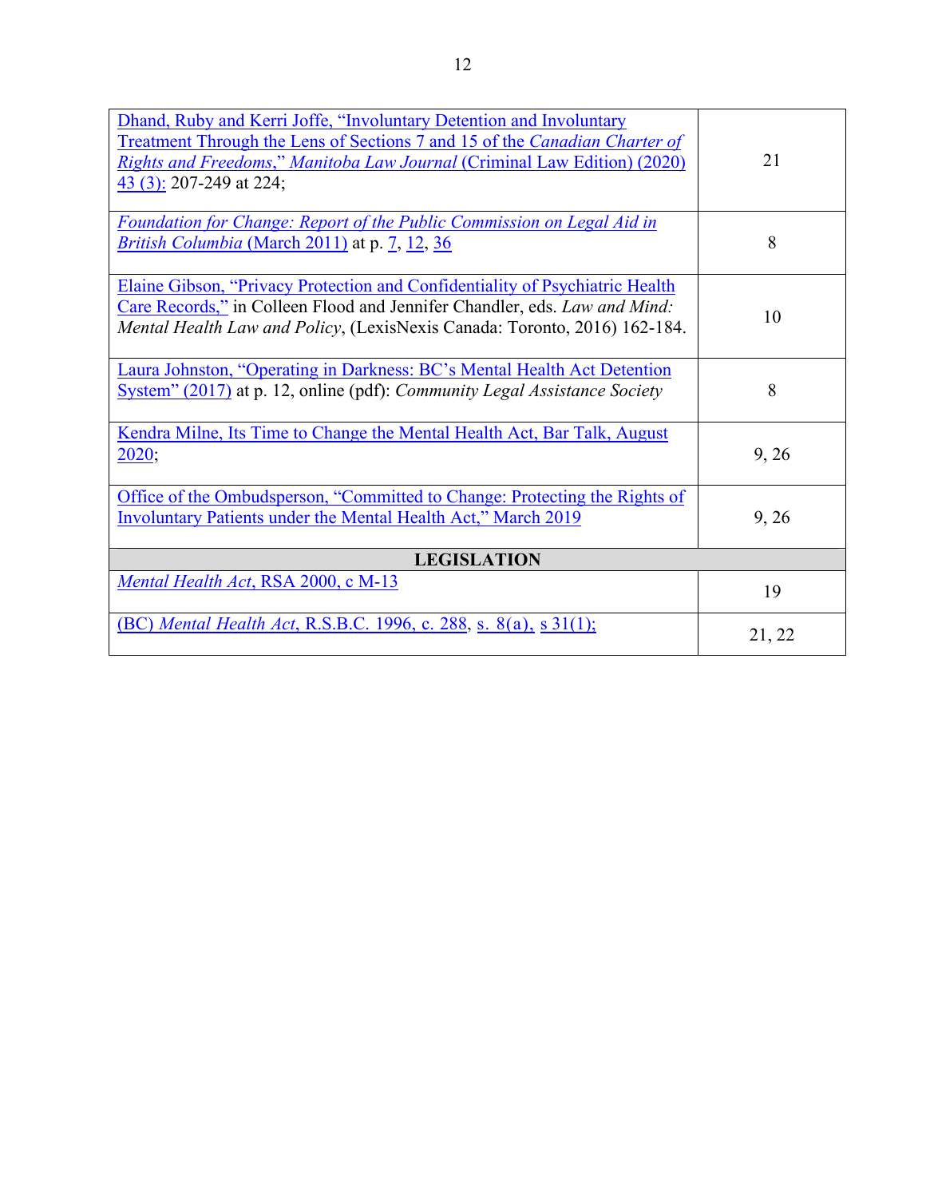| | |
|---|---|
| Dhand, Ruby and Kerri Joffe, "Involuntary Detention and Involuntary Treatment Through the Lens of Sections 7 and 15 of the *Canadian Charter of Rights and Freedoms*," *Manitoba Law Journal* (Criminal Law Edition) (2020) 43 (3): 207-249 at 224; | 21 |
| *Foundation for Change: Report of the Public Commission on Legal Aid in British Columbia* (March 2011) at p. 7, 12, 36 | 8 |
| Elaine Gibson, "Privacy Protection and Confidentiality of Psychiatric Health Care Records," in Colleen Flood and Jennifer Chandler, eds. *Law and Mind: Mental Health Law and Policy*, (LexisNexis Canada: Toronto, 2016) 162-184. | 10 |
| Laura Johnston, "Operating in Darkness: BC's Mental Health Act Detention System" (2017) at p. 12, online (pdf): *Community Legal Assistance Society* | 8 |
| Kendra Milne, Its Time to Change the Mental Health Act, Bar Talk, August 2020; | 9, 26 |
| Office of the Ombudsperson, "Committed to Change: Protecting the Rights of Involuntary Patients under the Mental Health Act," March 2019 | 9, 26 |
| **LEGISLATION** | |
| *Mental Health Act*, RSA 2000, c M-13 | 19 |
| (BC) *Mental Health Act*, R.S.B.C. 1996, c. 288, s. 8(a), s 31(1); | 21, 22 |